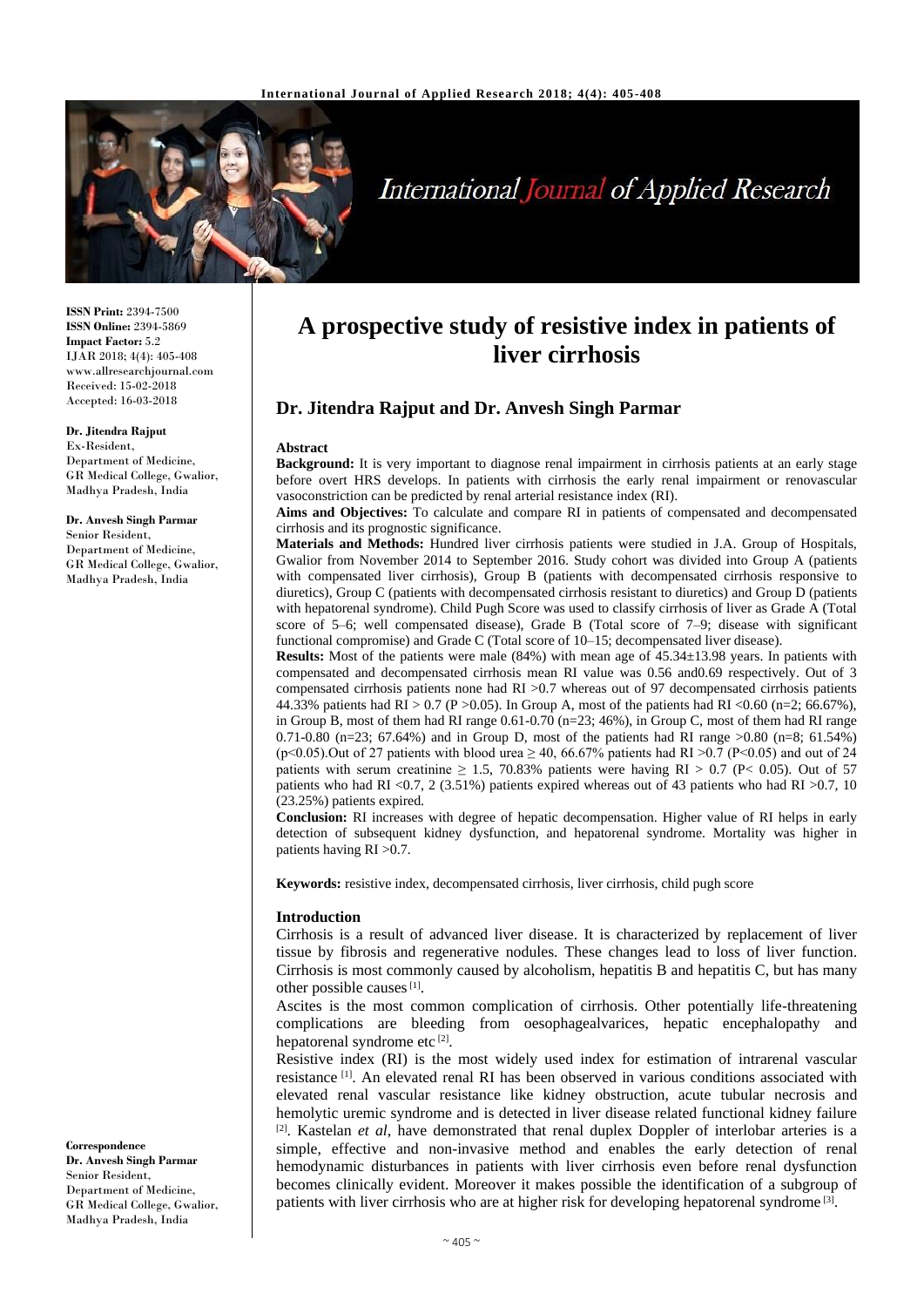**ISSN Print:** 2394-7500
**ISSN Online:** 2394-5869
**Impact Factor:** 5.2
IJAR 2018; 4(4): 405-408
www.allresearchjournal.com
Received: 15-02-2018
Accepted: 16-03-2018

**Dr. Jitendra Rajput**
Ex-Resident,
Department of Medicine,
GR Medical College, Gwalior,
Madhya Pradesh, India

**Dr. Anvesh Singh Parmar**
Senior Resident,
Department of Medicine,
GR Medical College, Gwalior,
Madhya Pradesh, India

**Correspondence**
**Dr. Anvesh Singh Parmar**
Senior Resident,
Department of Medicine,
GR Medical College, Gwalior,
Madhya Pradesh, India

# A prospective study of resistive index in patients of liver cirrhosis

## Dr. Jitendra Rajput and Dr. Anvesh Singh Parmar

### Abstract

**Background:** It is very important to diagnose renal impairment in cirrhosis patients at an early stage before overt HRS develops. In patients with cirrhosis the early renal impairment or renovascular vasoconstriction can be predicted by renal arterial resistance index (RI).

**Aims and Objectives:** To calculate and compare RI in patients of compensated and decompensated cirrhosis and its prognostic significance.

**Materials and Methods:** Hundred liver cirrhosis patients were studied in J.A. Group of Hospitals, Gwalior from November 2014 to September 2016. Study cohort was divided into Group A (patients with compensated liver cirrhosis), Group B (patients with decompensated cirrhosis responsive to diuretics), Group C (patients with decompensated cirrhosis resistant to diuretics) and Group D (patients with hepatorenal syndrome). Child Pugh Score was used to classify cirrhosis of liver as Grade A (Total score of 5–6; well compensated disease), Grade B (Total score of 7–9; disease with significant functional compromise) and Grade C (Total score of 10–15; decompensated liver disease).

**Results:** Most of the patients were male (84%) with mean age of 45.34±13.98 years. In patients with compensated and decompensated cirrhosis mean RI value was 0.56 and0.69 respectively. Out of 3 compensated cirrhosis patients none had RI >0.7 whereas out of 97 decompensated cirrhosis patients 44.33% patients had RI > 0.7 (P >0.05). In Group A, most of the patients had RI <0.60 (n=2; 66.67%), in Group B, most of them had RI range 0.61-0.70 (n=23; 46%), in Group C, most of them had RI range 0.71-0.80 (n=23; 67.64%) and in Group D, most of the patients had RI range >0.80 (n=8; 61.54%) ($p<0.05$).Out of 27 patients with blood urea ≥ 40, 66.67% patients had RI >0.7 ($P<0.05$) and out of 24 patients with serum creatinine ≥ 1.5, 70.83% patients were having RI > 0.7 ($P< 0.05$). Out of 57 patients who had RI <0.7, 2 (3.51%) patients expired whereas out of 43 patients who had RI >0.7, 10 (23.25%) patients expired.

**Conclusion:** RI increases with degree of hepatic decompensation. Higher value of RI helps in early detection of subsequent kidney dysfunction, and hepatorenal syndrome. Mortality was higher in patients having RI >0.7.

**Keywords:** resistive index, decompensated cirrhosis, liver cirrhosis, child pugh score

### Introduction

Cirrhosis is a result of advanced liver disease. It is characterized by replacement of liver tissue by fibrosis and regenerative nodules. These changes lead to loss of liver function. Cirrhosis is most commonly caused by alcoholism, hepatitis B and hepatitis C, but has many other possible causes [1].

Ascites is the most common complication of cirrhosis. Other potentially life-threatening complications are bleeding from oesophagealvarices, hepatic encephalopathy and hepatorenal syndrome etc [2].

Resistive index (RI) is the most widely used index for estimation of intrarenal vascular resistance [1]. An elevated renal RI has been observed in various conditions associated with elevated renal vascular resistance like kidney obstruction, acute tubular necrosis and hemolytic uremic syndrome and is detected in liver disease related functional kidney failure [2]. Kastelan *et al*, have demonstrated that renal duplex Doppler of interlobar arteries is a simple, effective and non-invasive method and enables the early detection of renal hemodynamic disturbances in patients with liver cirrhosis even before renal dysfunction becomes clinically evident. Moreover it makes possible the identification of a subgroup of patients with liver cirrhosis who are at higher risk for developing hepatorenal syndrome [3].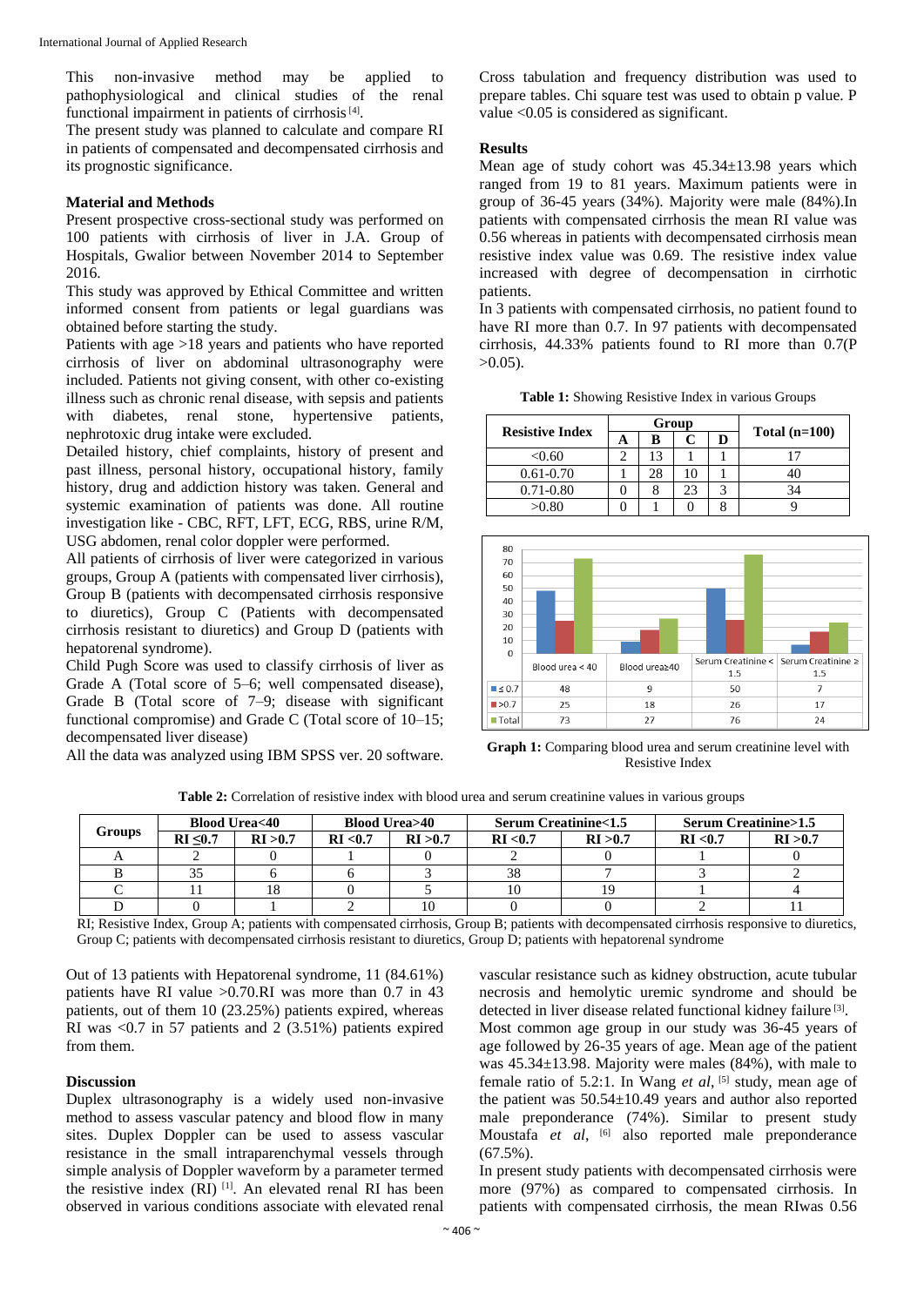This non-invasive method may be applied to pathophysiological and clinical studies of the renal functional impairment in patients of cirrhosis [4].

The present study was planned to calculate and compare RI in patients of compensated and decompensated cirrhosis and its prognostic significance.

## Material and Methods

Present prospective cross-sectional study was performed on 100 patients with cirrhosis of liver in J.A. Group of Hospitals, Gwalior between November 2014 to September 2016.

This study was approved by Ethical Committee and written informed consent from patients or legal guardians was obtained before starting the study.

Patients with age >18 years and patients who have reported cirrhosis of liver on abdominal ultrasonography were included. Patients not giving consent, with other co-existing illness such as chronic renal disease, with sepsis and patients with diabetes, renal stone, hypertensive patients, nephrotoxic drug intake were excluded.

Detailed history, chief complaints, history of present and past illness, personal history, occupational history, family history, drug and addiction history was taken. General and systemic examination of patients was done. All routine investigation like - CBC, RFT, LFT, ECG, RBS, urine R/M, USG abdomen, renal color doppler were performed.

All patients of cirrhosis of liver were categorized in various groups, Group A (patients with compensated liver cirrhosis), Group B (patients with decompensated cirrhosis responsive to diuretics), Group C (Patients with decompensated cirrhosis resistant to diuretics) and Group D (patients with hepatorenal syndrome).

Child Pugh Score was used to classify cirrhosis of liver as Grade A (Total score of 5–6; well compensated disease), Grade B (Total score of 7–9; disease with significant functional compromise) and Grade C (Total score of 10–15; decompensated liver disease)

All the data was analyzed using IBM SPSS ver. 20 software.

Cross tabulation and frequency distribution was used to prepare tables. Chi square test was used to obtain p value. P value <0.05 is considered as significant.

## Results

Mean age of study cohort was 45.34±13.98 years which ranged from 19 to 81 years. Maximum patients were in group of 36-45 years (34%). Majority were male (84%).In patients with compensated cirrhosis the mean RI value was 0.56 whereas in patients with decompensated cirrhosis mean resistive index value was 0.69. The resistive index value increased with degree of decompensation in cirrhotic patients.

In 3 patients with compensated cirrhosis, no patient found to have RI more than 0.7. In 97 patients with decompensated cirrhosis, 44.33% patients found to RI more than 0.7(P >0.05).

**Table 1:** Showing Resistive Index in various Groups

| Resistive Index | Group | | | | Total (n=100) |
|---|---|---|---|---|---|
| | A | B | C | D | |
| <0.60 | 2 | 13 | 1 | 1 | 17 |
| 0.61-0.70 | 1 | 28 | 10 | 1 | 40 |
| 0.71-0.80 | 0 | 8 | 23 | 3 | 34 |
| >0.80 | 0 | 1 | 0 | 8 | 9 |

| | Blood urea < 40 | Blood urea≥40 | Serum Creatinine < 1.5 | Serum Creatinine ≥ 1.5 |
|---|---|---|---|---|
| ≤ 0.7 | 48 | 9 | 50 | 7 |
| >0.7 | 25 | 18 | 26 | 17 |
| Total | 73 | 27 | 76 | 24 |

**Graph 1:** Comparing blood urea and serum creatinine level with Resistive Index

**Table 2:** Correlation of resistive index with blood urea and serum creatinine values in various groups

| Groups | Blood Urea<40 | | Blood Urea>40 | | Serum Creatinine<1.5 | | Serum Creatinine>1.5 | |
|---|---|---|---|---|---|---|---|---|
| | RI ≤0.7 | RI >0.7 | RI <0.7 | RI >0.7 | RI <0.7 | RI >0.7 | RI <0.7 | RI >0.7 |
| A | 2 | 0 | 1 | 0 | 2 | 0 | 1 | 0 |
| B | 35 | 6 | 6 | 3 | 38 | 7 | 3 | 2 |
| C | 11 | 18 | 0 | 5 | 10 | 19 | 1 | 4 |
| D | 0 | 1 | 2 | 10 | 0 | 0 | 2 | 11 |

RI; Resistive Index, Group A; patients with compensated cirrhosis, Group B; patients with decompensated cirrhosis responsive to diuretics, Group C; patients with decompensated cirrhosis resistant to diuretics, Group D; patients with hepatorenal syndrome

Out of 13 patients with Hepatorenal syndrome, 11 (84.61%) patients have RI value >0.70.RI was more than 0.7 in 43 patients, out of them 10 (23.25%) patients expired, whereas RI was <0.7 in 57 patients and 2 (3.51%) patients expired from them.

## Discussion

Duplex ultrasonography is a widely used non-invasive method to assess vascular patency and blood flow in many sites. Duplex Doppler can be used to assess vascular resistance in the small intraparenchymal vessels through simple analysis of Doppler waveform by a parameter termed the resistive index (RI) [1]. An elevated renal RI has been observed in various conditions associate with elevated renal vascular resistance such as kidney obstruction, acute tubular necrosis and hemolytic uremic syndrome and should be detected in liver disease related functional kidney failure [3].

Most common age group in our study was 36-45 years of age followed by 26-35 years of age. Mean age of the patient was 45.34±13.98. Majority were males (84%), with male to female ratio of 5.2:1. In Wang *et al*, [5] study, mean age of the patient was 50.54±10.49 years and author also reported male preponderance (74%). Similar to present study Moustafa *et al*, [6] also reported male preponderance (67.5%).

In present study patients with decompensated cirrhosis were more (97%) as compared to compensated cirrhosis. In patients with compensated cirrhosis, the mean RIwas 0.56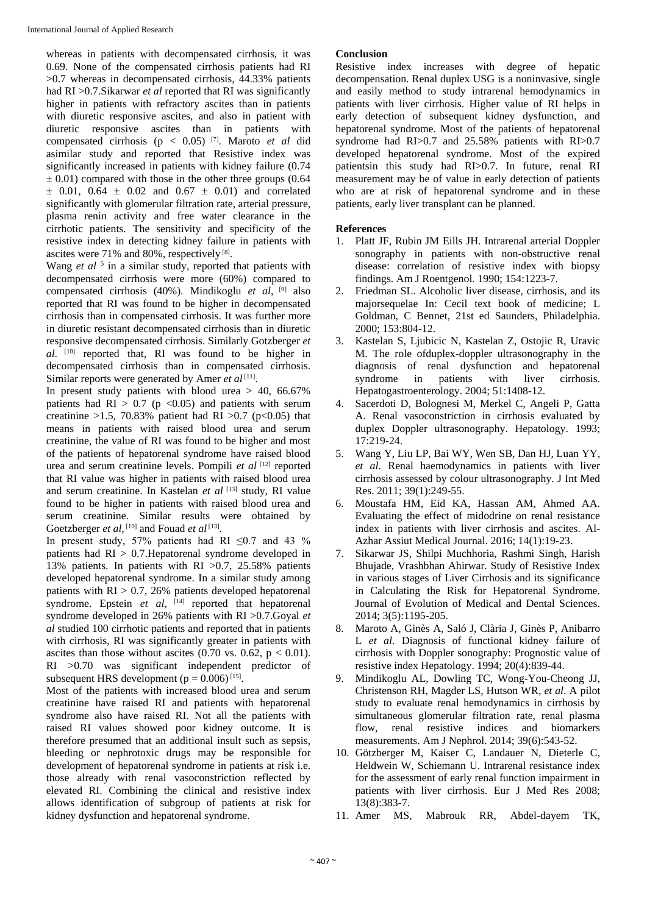whereas in patients with decompensated cirrhosis, it was 0.69. None of the compensated cirrhosis patients had RI >0.7 whereas in decompensated cirrhosis, 44.33% patients had RI >0.7.Sikarwar *et al* reported that RI was significantly higher in patients with refractory ascites than in patients with diuretic responsive ascites, and also in patient with diuretic responsive ascites than in patients with compensated cirrhosis ($p < 0.05$) [7]. Maroto *et al* did asimilar study and reported that Resistive index was significantly increased in patients with kidney failure (0.74 ± 0.01) compared with those in the other three groups (0.64 ± 0.01, 0.64 ± 0.02 and 0.67 ± 0.01) and correlated significantly with glomerular filtration rate, arterial pressure, plasma renin activity and free water clearance in the cirrhotic patients. The sensitivity and specificity of the resistive index in detecting kidney failure in patients with ascites were 71% and 80%, respectively [8].

Wang *et al* [5] in a similar study, reported that patients with decompensated cirrhosis were more (60%) compared to compensated cirrhosis (40%). Mindikoglu *et al*, [9] also reported that RI was found to be higher in decompensated cirrhosis than in compensated cirrhosis. It was further more in diuretic resistant decompensated cirrhosis than in diuretic responsive decompensated cirrhosis. Similarly Gotzberger *et al*. [10] reported that, RI was found to be higher in decompensated cirrhosis than in compensated cirrhosis. Similar reports were generated by Amer *et al* [11].

In present study patients with blood urea > 40, 66.67% patients had RI > 0.7 ($p < 0.05$) and patients with serum creatinine >1.5, 70.83% patient had RI >0.7 ($p<0.05$) that means in patients with raised blood urea and serum creatinine, the value of RI was found to be higher and most of the patients of hepatorenal syndrome have raised blood urea and serum creatinine levels. Pompili *et al* [12] reported that RI value was higher in patients with raised blood urea and serum creatinine. In Kastelan *et al* [13] study, RI value found to be higher in patients with raised blood urea and serum creatinine. Similar results were obtained by Goetzberger *et al*, [10] and Fouad *et al* [13].

In present study, 57% patients had RI ≤0.7 and 43 % patients had RI > 0.7.Hepatorenal syndrome developed in 13% patients. In patients with RI >0.7, 25.58% patients developed hepatorenal syndrome. In a similar study among patients with RI > 0.7, 26% patients developed hepatorenal syndrome. Epstein *et al*, [14] reported that hepatorenal syndrome developed in 26% patients with RI >0.7.Goyal *et al* studied 100 cirrhotic patients and reported that in patients with cirrhosis, RI was significantly greater in patients with ascites than those without ascites (0.70 vs. 0.62, $p < 0.01$). RI >0.70 was significant independent predictor of subsequent HRS development ($p = 0.006$) [15].

Most of the patients with increased blood urea and serum creatinine have raised RI and patients with hepatorenal syndrome also have raised RI. Not all the patients with raised RI values showed poor kidney outcome. It is therefore presumed that an additional insult such as sepsis, bleeding or nephrotoxic drugs may be responsible for development of hepatorenal syndrome in patients at risk i.e. those already with renal vasoconstriction reflected by elevated RI. Combining the clinical and resistive index allows identification of subgroup of patients at risk for kidney dysfunction and hepatorenal syndrome.

## Conclusion

Resistive index increases with degree of hepatic decompensation. Renal duplex USG is a noninvasive, single and easily method to study intrarenal hemodynamics in patients with liver cirrhosis. Higher value of RI helps in early detection of subsequent kidney dysfunction, and hepatorenal syndrome. Most of the patients of hepatorenal syndrome had RI>0.7 and 25.58% patients with RI>0.7 developed hepatorenal syndrome. Most of the expired patientsin this study had RI>0.7. In future, renal RI measurement may be of value in early detection of patients who are at risk of hepatorenal syndrome and in these patients, early liver transplant can be planned.

## References

1. Platt JF, Rubin JM Eills JH. Intrarenal arterial Doppler sonography in patients with non-obstructive renal disease: correlation of resistive index with biopsy findings. Am J Roentgenol. 1990; 154:1223-7.
2. Friedman SL. Alcoholic liver disease, cirrhosis, and its majorsequelae In: Cecil text book of medicine; L Goldman, C Bennet, 21st ed Saunders, Philadelphia. 2000; 153:804-12.
3. Kastelan S, Ljubicic N, Kastelan Z, Ostojic R, Uravic M. The role ofduplex-doppler ultrasonography in the diagnosis of renal dysfunction and hepatorenal syndrome in patients with liver cirrhosis. Hepatogastroenterology. 2004; 51:1408-12.
4. Sacerdoti D, Bolognesi M, Merkel C, Angeli P, Gatta A. Renal vasoconstriction in cirrhosis evaluated by duplex Doppler ultrasonography. Hepatology. 1993; 17:219-24.
5. Wang Y, Liu LP, Bai WY, Wen SB, Dan HJ, Luan YY, *et al*. Renal haemodynamics in patients with liver cirrhosis assessed by colour ultrasonography. J Int Med Res. 2011; 39(1):249-55.
6. Moustafa HM, Eid KA, Hassan AM, Ahmed AA. Evaluating the effect of midodrine on renal resistance index in patients with liver cirrhosis and ascites. Al-Azhar Assiut Medical Journal. 2016; 14(1):19-23.
7. Sikarwar JS, Shilpi Muchhoria, Rashmi Singh, Harish Bhujade, Vrashbhan Ahirwar. Study of Resistive Index in various stages of Liver Cirrhosis and its significance in Calculating the Risk for Hepatorenal Syndrome. Journal of Evolution of Medical and Dental Sciences. 2014; 3(5):1195-205.
8. Maroto A, Ginès A, Saló J, Clària J, Ginès P, Anibarro L *et al*. Diagnosis of functional kidney failure of cirrhosis with Doppler sonography: Prognostic value of resistive index Hepatology. 1994; 20(4):839-44.
9. Mindikoglu AL, Dowling TC, Wong-You-Cheong JJ, Christenson RH, Magder LS, Hutson WR, *et al*. A pilot study to evaluate renal hemodynamics in cirrhosis by simultaneous glomerular filtration rate, renal plasma flow, renal resistive indices and biomarkers measurements. Am J Nephrol. 2014; 39(6):543-52.
10. Götzberger M, Kaiser C, Landauer N, Dieterle C, Heldwein W, Schiemann U. Intrarenal resistance index for the assessment of early renal function impairment in patients with liver cirrhosis. Eur J Med Res 2008; 13(8):383-7.
11. Amer MS, Mabrouk RR, Abdel-dayem TK,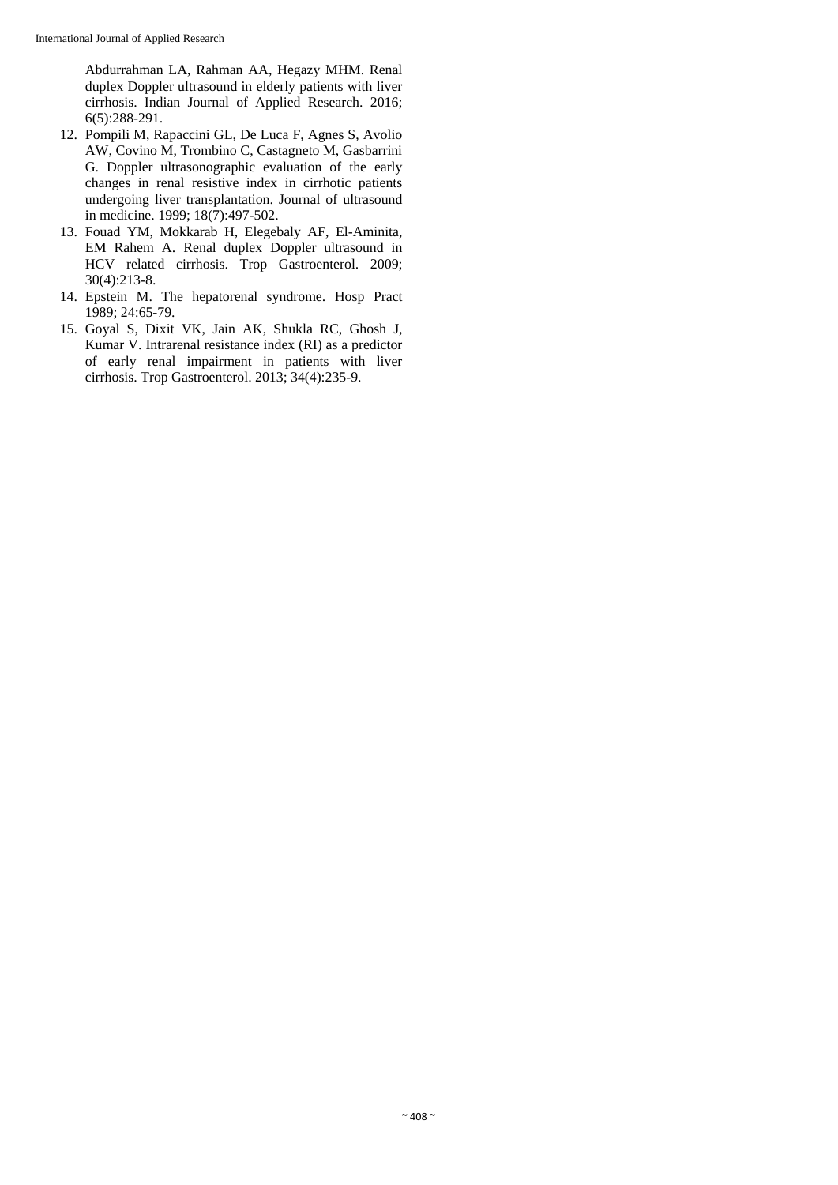Abdurrahman LA, Rahman AA, Hegazy MHM. Renal duplex Doppler ultrasound in elderly patients with liver cirrhosis. Indian Journal of Applied Research. 2016; 6(5):288-291.

12. Pompili M, Rapaccini GL, De Luca F, Agnes S, Avolio AW, Covino M, Trombino C, Castagneto M, Gasbarrini G. Doppler ultrasonographic evaluation of the early changes in renal resistive index in cirrhotic patients undergoing liver transplantation. Journal of ultrasound in medicine. 1999; 18(7):497-502.
13. Fouad YM, Mokkarab H, Elegebaly AF, El-Aminita, EM Rahem A. Renal duplex Doppler ultrasound in HCV related cirrhosis. Trop Gastroenterol. 2009; 30(4):213-8.
14. Epstein M. The hepatorenal syndrome. Hosp Pract 1989; 24:65-79.
15. Goyal S, Dixit VK, Jain AK, Shukla RC, Ghosh J, Kumar V. Intrarenal resistance index (RI) as a predictor of early renal impairment in patients with liver cirrhosis. Trop Gastroenterol. 2013; 34(4):235-9.